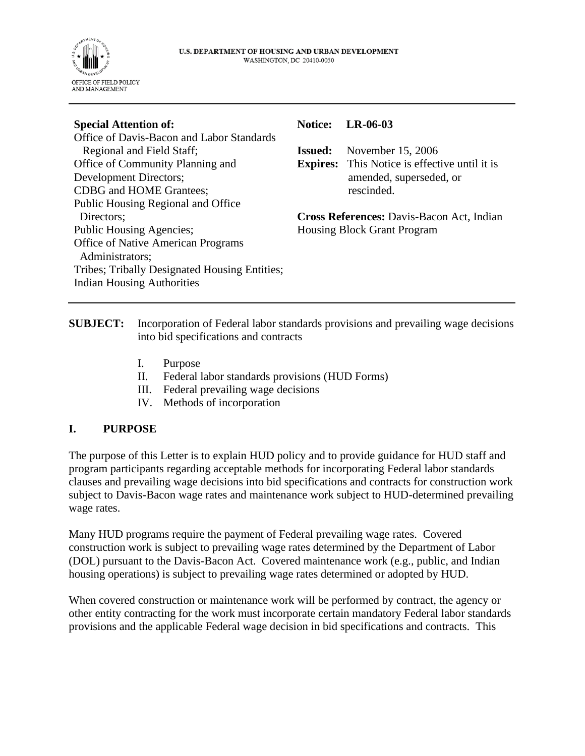U.S. DEPARTMENT OF HOUSING AND URBAN DEVELOPMENT
WASHINGTON, DC 20410-0050

OFFICE OF FIELD POLICY
AND MANAGEMENT

**Special Attention of:**
Office of Davis-Bacon and Labor Standards Regional and Field Staff;
Office of Community Planning and Development Directors;
CDBG and HOME Grantees;
Public Housing Regional and Office Directors;
Public Housing Agencies;
Office of Native American Programs Administrators;
Tribes; Tribally Designated Housing Entities;
Indian Housing Authorities

**Notice:** **LR-06-03**

**Issued:** November 15, 2006
**Expires:** This Notice is effective until it is amended, superseded, or rescinded.

**Cross References:** Davis-Bacon Act, Indian Housing Block Grant Program

---

**SUBJECT:** Incorporation of Federal labor standards provisions and prevailing wage decisions into bid specifications and contracts

I. Purpose
II. Federal labor standards provisions (HUD Forms)
III. Federal prevailing wage decisions
IV. Methods of incorporation

## I. PURPOSE

The purpose of this Letter is to explain HUD policy and to provide guidance for HUD staff and program participants regarding acceptable methods for incorporating Federal labor standards clauses and prevailing wage decisions into bid specifications and contracts for construction work subject to Davis-Bacon wage rates and maintenance work subject to HUD-determined prevailing wage rates.

Many HUD programs require the payment of Federal prevailing wage rates. Covered construction work is subject to prevailing wage rates determined by the Department of Labor (DOL) pursuant to the Davis-Bacon Act. Covered maintenance work (e.g., public, and Indian housing operations) is subject to prevailing wage rates determined or adopted by HUD.

When covered construction or maintenance work will be performed by contract, the agency or other entity contracting for the work must incorporate certain mandatory Federal labor standards provisions and the applicable Federal wage decision in bid specifications and contracts. This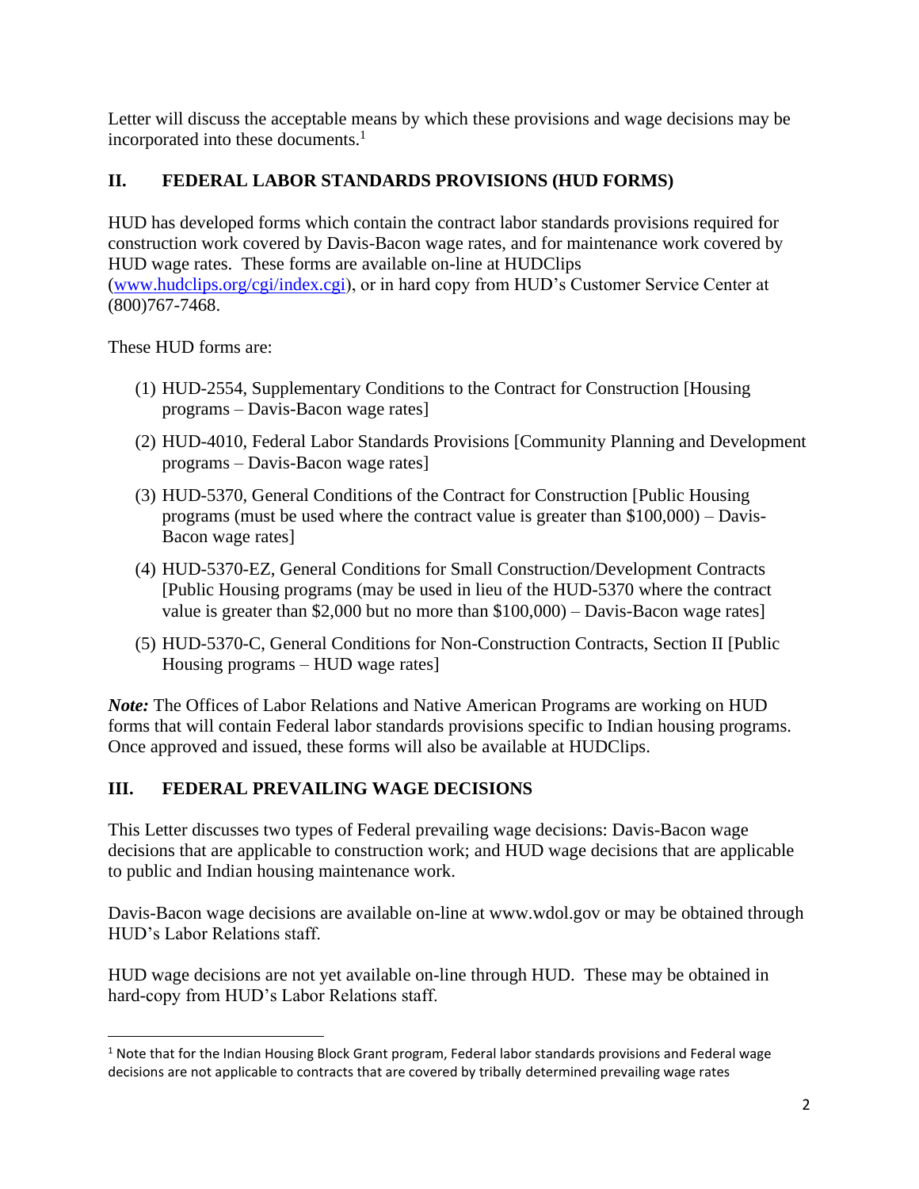Letter will discuss the acceptable means by which these provisions and wage decisions may be incorporated into these documents.[1]

## II. FEDERAL LABOR STANDARDS PROVISIONS (HUD FORMS)

HUD has developed forms which contain the contract labor standards provisions required for construction work covered by Davis-Bacon wage rates, and for maintenance work covered by HUD wage rates. These forms are available on-line at HUDClips (www.hudclips.org/cgi/index.cgi), or in hard copy from HUD's Customer Service Center at (800)767-7468.

These HUD forms are:

(1) HUD-2554, Supplementary Conditions to the Contract for Construction [Housing programs – Davis-Bacon wage rates]

(2) HUD-4010, Federal Labor Standards Provisions [Community Planning and Development programs – Davis-Bacon wage rates]

(3) HUD-5370, General Conditions of the Contract for Construction [Public Housing programs (must be used where the contract value is greater than $100,000) – Davis-Bacon wage rates]

(4) HUD-5370-EZ, General Conditions for Small Construction/Development Contracts [Public Housing programs (may be used in lieu of the HUD-5370 where the contract value is greater than $2,000 but no more than $100,000) – Davis-Bacon wage rates]

(5) HUD-5370-C, General Conditions for Non-Construction Contracts, Section II [Public Housing programs – HUD wage rates]

***Note:*** The Offices of Labor Relations and Native American Programs are working on HUD forms that will contain Federal labor standards provisions specific to Indian housing programs. Once approved and issued, these forms will also be available at HUDClips.

## III. FEDERAL PREVAILING WAGE DECISIONS

This Letter discusses two types of Federal prevailing wage decisions: Davis-Bacon wage decisions that are applicable to construction work; and HUD wage decisions that are applicable to public and Indian housing maintenance work.

Davis-Bacon wage decisions are available on-line at www.wdol.gov or may be obtained through HUD's Labor Relations staff.

HUD wage decisions are not yet available on-line through HUD. These may be obtained in hard-copy from HUD's Labor Relations staff.

---

[1] Note that for the Indian Housing Block Grant program, Federal labor standards provisions and Federal wage decisions are not applicable to contracts that are covered by tribally determined prevailing wage rates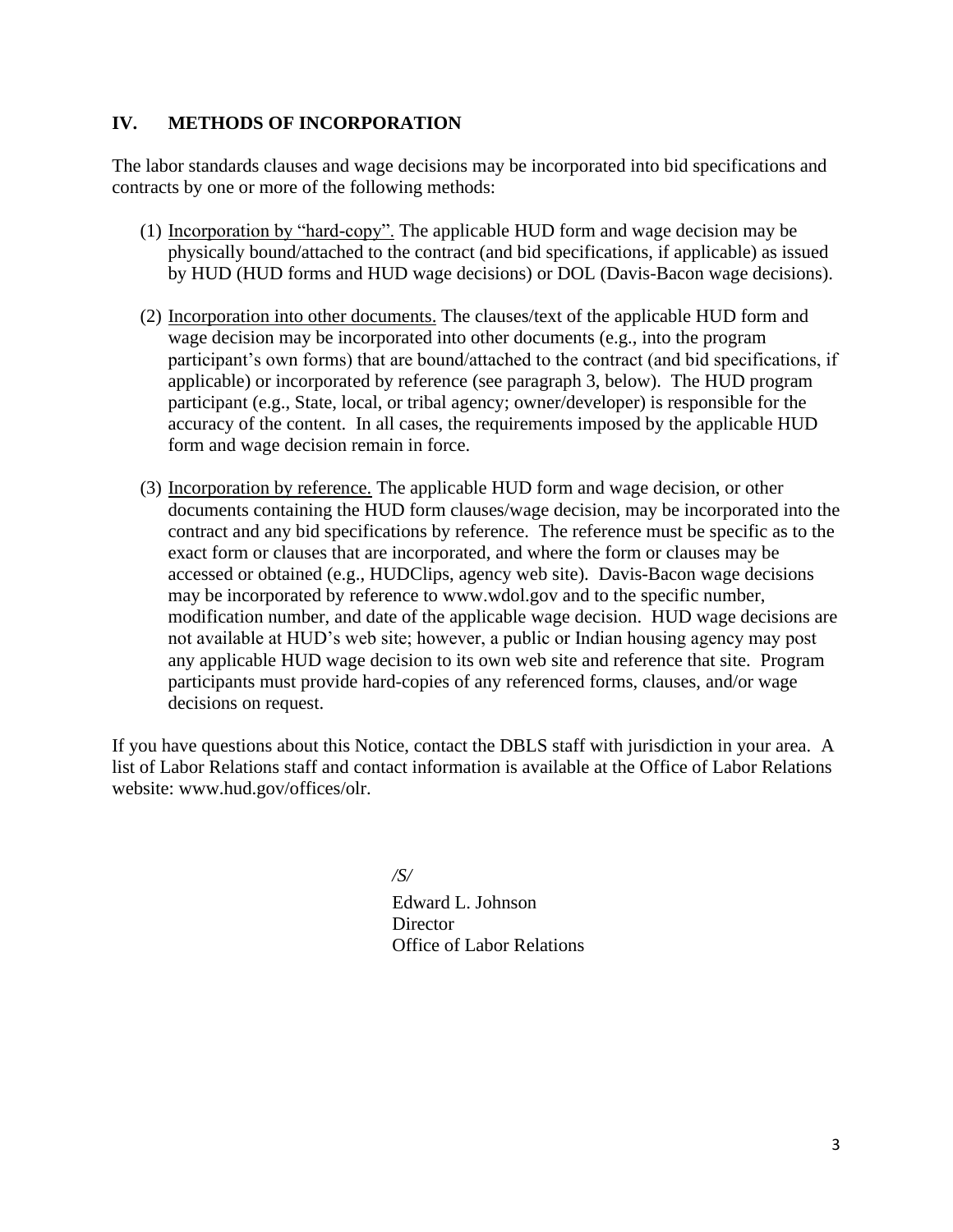## IV. METHODS OF INCORPORATION

The labor standards clauses and wage decisions may be incorporated into bid specifications and contracts by one or more of the following methods:

(1) Incorporation by "hard-copy". The applicable HUD form and wage decision may be physically bound/attached to the contract (and bid specifications, if applicable) as issued by HUD (HUD forms and HUD wage decisions) or DOL (Davis-Bacon wage decisions).

(2) Incorporation into other documents. The clauses/text of the applicable HUD form and wage decision may be incorporated into other documents (e.g., into the program participant's own forms) that are bound/attached to the contract (and bid specifications, if applicable) or incorporated by reference (see paragraph 3, below). The HUD program participant (e.g., State, local, or tribal agency; owner/developer) is responsible for the accuracy of the content. In all cases, the requirements imposed by the applicable HUD form and wage decision remain in force.

(3) Incorporation by reference. The applicable HUD form and wage decision, or other documents containing the HUD form clauses/wage decision, may be incorporated into the contract and any bid specifications by reference. The reference must be specific as to the exact form or clauses that are incorporated, and where the form or clauses may be accessed or obtained (e.g., HUDClips, agency web site). Davis-Bacon wage decisions may be incorporated by reference to www.wdol.gov and to the specific number, modification number, and date of the applicable wage decision. HUD wage decisions are not available at HUD's web site; however, a public or Indian housing agency may post any applicable HUD wage decision to its own web site and reference that site. Program participants must provide hard-copies of any referenced forms, clauses, and/or wage decisions on request.

If you have questions about this Notice, contact the DBLS staff with jurisdiction in your area. A list of Labor Relations staff and contact information is available at the Office of Labor Relations website: www.hud.gov/offices/olr.

*/S/*

Edward L. Johnson
Director
Office of Labor Relations